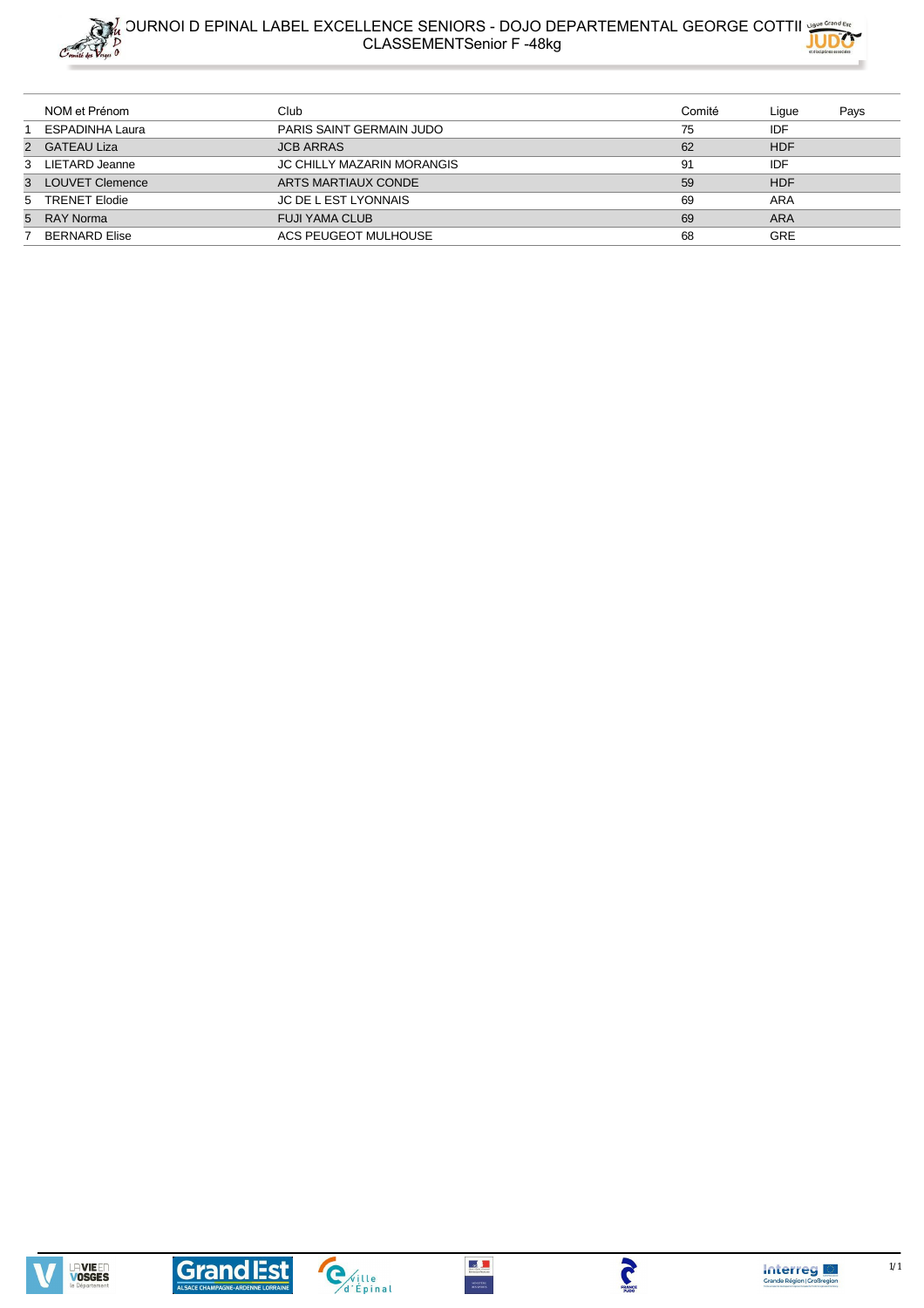# OURNOI D EPINAL LABEL EXCELLENCE SENIORS - DOJO DEPARTEMENTAL GEORGE COTTII

## CLASSEMENTSenior F -48kg

| | NOM et Prénom | Club | Comité | Ligue | Pays |
|---|---|---|---|---|---|
| 1 | ESPADINHA Laura | PARIS SAINT GERMAIN JUDO | 75 | IDF | |
| 2 | GATEAU Liza | JCB ARRAS | 62 | HDF | |
| 3 | LIETARD Jeanne | JC CHILLY MAZARIN MORANGIS | 91 | IDF | |
| 3 | LOUVET Clemence | ARTS MARTIAUX CONDE | 59 | HDF | |
| 5 | TRENET Elodie | JC DE L EST LYONNAIS | 69 | ARA | |
| 5 | RAY Norma | FUJI YAMA CLUB | 69 | ARA | |
| 7 | BERNARD Elise | ACS PEUGEOT MULHOUSE | 68 | GRE | |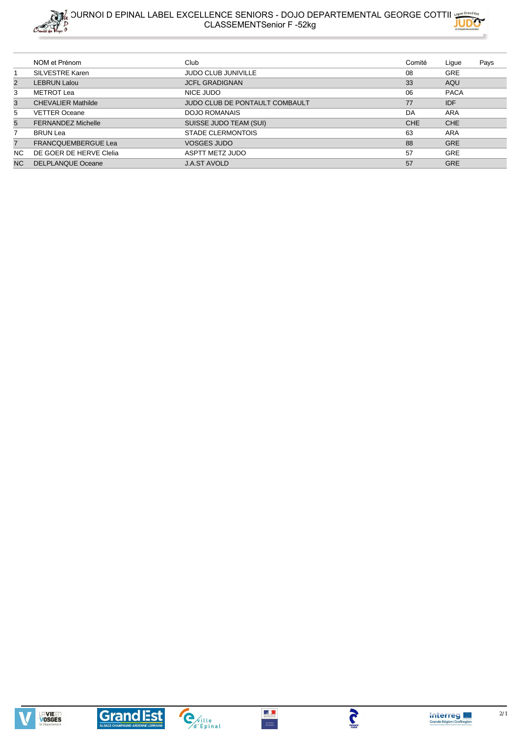# OURNOI D EPINAL LABEL EXCELLENCE SENIORS - DOJO DEPARTEMENTAL GEORGE COTTII
## CLASSEMENTSenior F -52kg

| | NOM et Prénom | Club | Comité | Ligue | Pays |
|---|---|---|---|---|---|
| 1 | SILVESTRE Karen | JUDO CLUB JUNIVILLE | 08 | GRE | |
| 2 | LEBRUN Lalou | JCFL GRADIGNAN | 33 | AQU | |
| 3 | METROT Lea | NICE JUDO | 06 | PACA | |
| 3 | CHEVALIER Mathilde | JUDO CLUB DE PONTAULT COMBAULT | 77 | IDF | |
| 5 | VETTER Oceane | DOJO ROMANAIS | DA | ARA | |
| 5 | FERNANDEZ Michelle | SUISSE JUDO TEAM (SUI) | CHE | CHE | |
| 7 | BRUN Lea | STADE CLERMONTOIS | 63 | ARA | |
| 7 | FRANCQUEMBERGUE Lea | VOSGES JUDO | 88 | GRE | |
| NC | DE GOER DE HERVE Clelia | ASPTT METZ JUDO | 57 | GRE | |
| NC | DELPLANQUE Oceane | J.A.ST AVOLD | 57 | GRE | |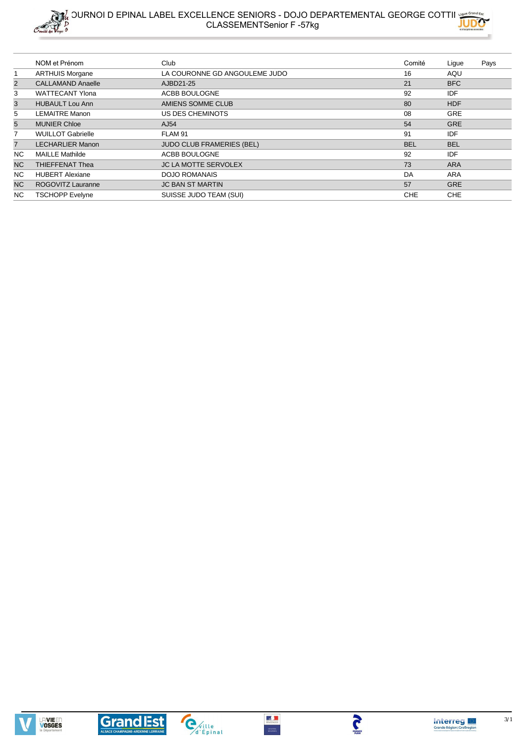# OURNOI D EPINAL LABEL EXCELLENCE SENIORS - DOJO DEPARTEMENTAL GEORGE COTTI
## CLASSEMENTSenior F -57kg

| | NOM et Prénom | Club | Comité | Ligue | Pays |
|---|---|---|---|---|---|
| 1 | ARTHUIS Morgane | LA COURONNE GD ANGOULEME JUDO | 16 | AQU | |
| 2 | CALLAMAND Anaelle | AJBD21-25 | 21 | BFC | |
| 3 | WATTECANT Ylona | ACBB BOULOGNE | 92 | IDF | |
| 3 | HUBAULT Lou Ann | AMIENS SOMME CLUB | 80 | HDF | |
| 5 | LEMAITRE Manon | US DES CHEMINOTS | 08 | GRE | |
| 5 | MUNIER Chloe | AJ54 | 54 | GRE | |
| 7 | WUILLOT Gabrielle | FLAM 91 | 91 | IDF | |
| 7 | LECHARLIER Manon | JUDO CLUB FRAMERIES (BEL) | BEL | BEL | |
| NC | MAILLE Mathilde | ACBB BOULOGNE | 92 | IDF | |
| NC | THIEFFENAT Thea | JC LA MOTTE SERVOLEX | 73 | ARA | |
| NC | HUBERT Alexiane | DOJO ROMANAIS | DA | ARA | |
| NC | ROGOVITZ Lauranne | JC BAN ST MARTIN | 57 | GRE | |
| NC | TSCHOPP Evelyne | SUISSE JUDO TEAM (SUI) | CHE | CHE | |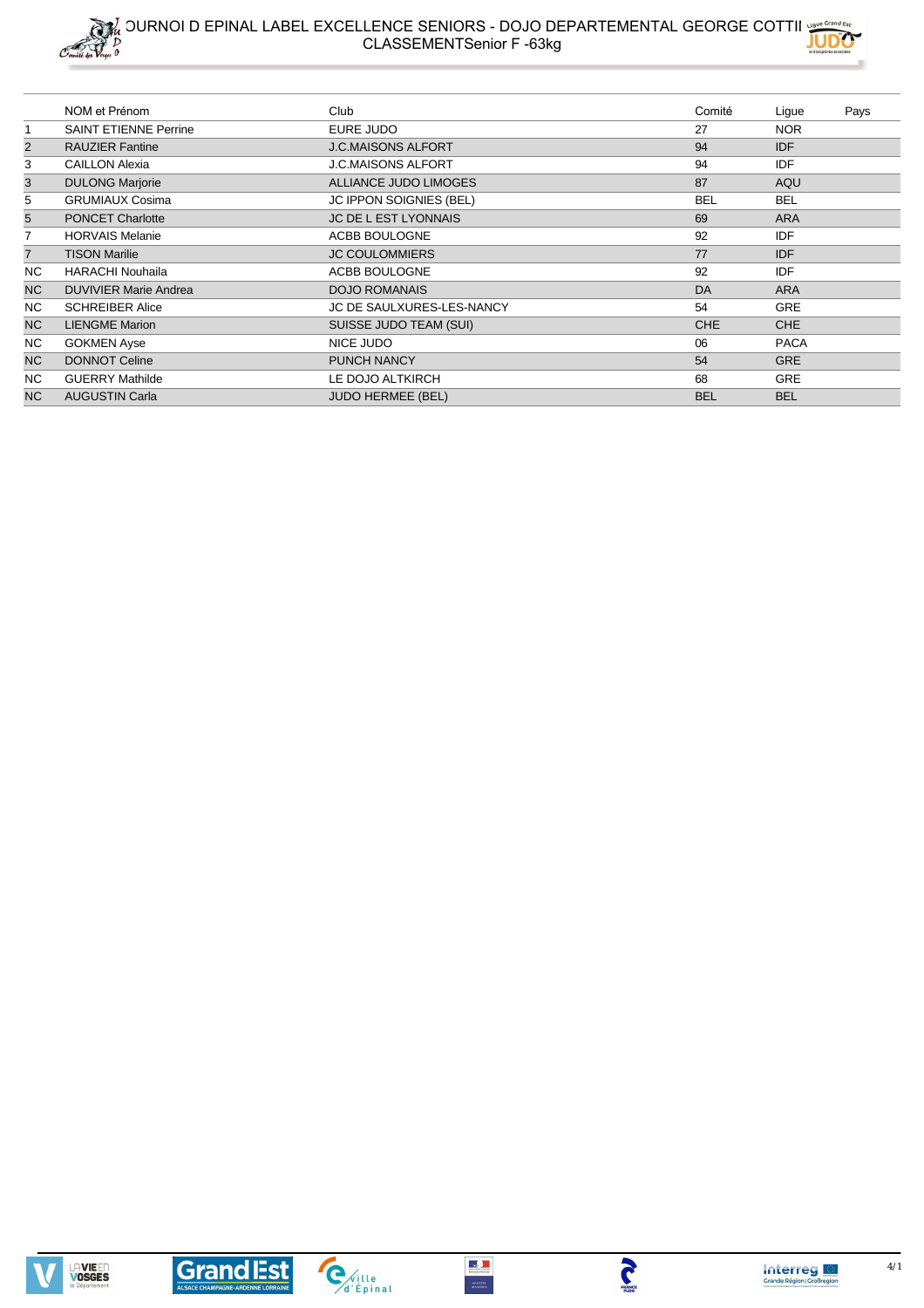# OURNOI D EPINAL LABEL EXCELLENCE SENIORS - DOJO DEPARTEMENTAL GEORGE COTTII

## CLASSEMENTSenior F -63kg

| | NOM et Prénom | Club | Comité | Ligue | Pays |
|---|---|---|---|---|---|
| 1 | SAINT ETIENNE Perrine | EURE JUDO | 27 | NOR | |
| 2 | RAUZIER Fantine | J.C.MAISONS ALFORT | 94 | IDF | |
| 3 | CAILLON Alexia | J.C.MAISONS ALFORT | 94 | IDF | |
| 3 | DULONG Marjorie | ALLIANCE JUDO LIMOGES | 87 | AQU | |
| 5 | GRUMIAUX Cosima | JC IPPON SOIGNIES (BEL) | BEL | BEL | |
| 5 | PONCET Charlotte | JC DE L EST LYONNAIS | 69 | ARA | |
| 7 | HORVAIS Melanie | ACBB BOULOGNE | 92 | IDF | |
| 7 | TISON Marilie | JC COULOMMIERS | 77 | IDF | |
| NC | HARACHI Nouhaila | ACBB BOULOGNE | 92 | IDF | |
| NC | DUVIVIER Marie Andrea | DOJO ROMANAIS | DA | ARA | |
| NC | SCHREIBER Alice | JC DE SAULXURES-LES-NANCY | 54 | GRE | |
| NC | LIENGME Marion | SUISSE JUDO TEAM (SUI) | CHE | CHE | |
| NC | GOKMEN Ayse | NICE JUDO | 06 | PACA | |
| NC | DONNOT Celine | PUNCH NANCY | 54 | GRE | |
| NC | GUERRY Mathilde | LE DOJO ALTKIRCH | 68 | GRE | |
| NC | AUGUSTIN Carla | JUDO HERMEE (BEL) | BEL | BEL | |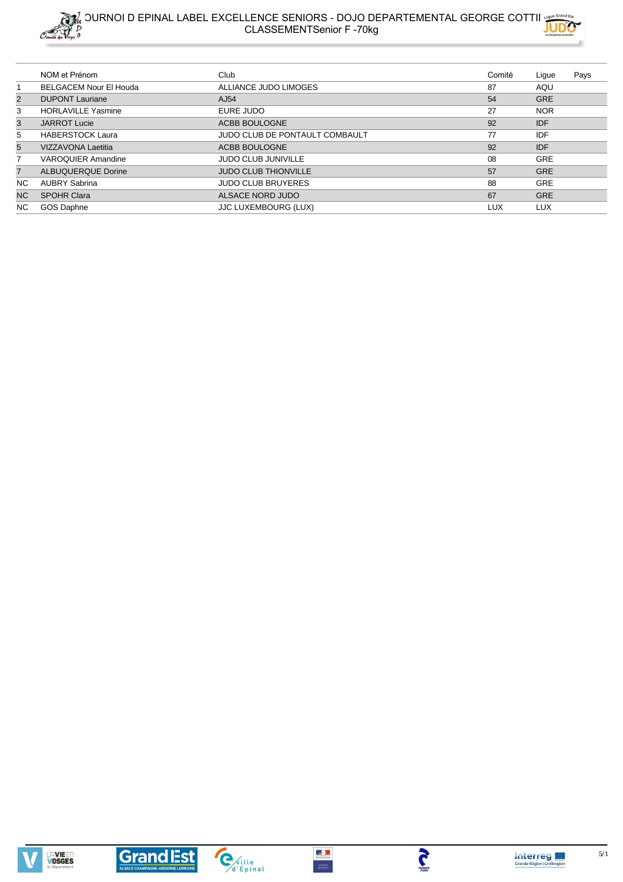# TOURNOI D EPINAL LABEL EXCELLENCE SENIORS - DOJO DEPARTEMENTAL GEORGE COTTI

## CLASSEMENTSenior F -70kg

| | NOM et Prénom | Club | Comité | Ligue | Pays |
|---|---|---|---|---|---|
| 1 | BELGACEM Nour El Houda | ALLIANCE JUDO LIMOGES | 87 | AQU | |
| 2 | DUPONT Lauriane | AJ54 | 54 | GRE | |
| 3 | HORLAVILLE Yasmine | EURE JUDO | 27 | NOR | |
| 3 | JARROT Lucie | ACBB BOULOGNE | 92 | IDF | |
| 5 | HABERSTOCK Laura | JUDO CLUB DE PONTAULT COMBAULT | 77 | IDF | |
| 5 | VIZZAVONA Laetitia | ACBB BOULOGNE | 92 | IDF | |
| 7 | VAROQUIER Amandine | JUDO CLUB JUNIVILLE | 08 | GRE | |
| 7 | ALBUQUERQUE Dorine | JUDO CLUB THIONVILLE | 57 | GRE | |
| NC | AUBRY Sabrina | JUDO CLUB BRUYERES | 88 | GRE | |
| NC | SPOHR Clara | ALSACE NORD JUDO | 67 | GRE | |
| NC | GOS Daphne | JJC LUXEMBOURG (LUX) | LUX | LUX | |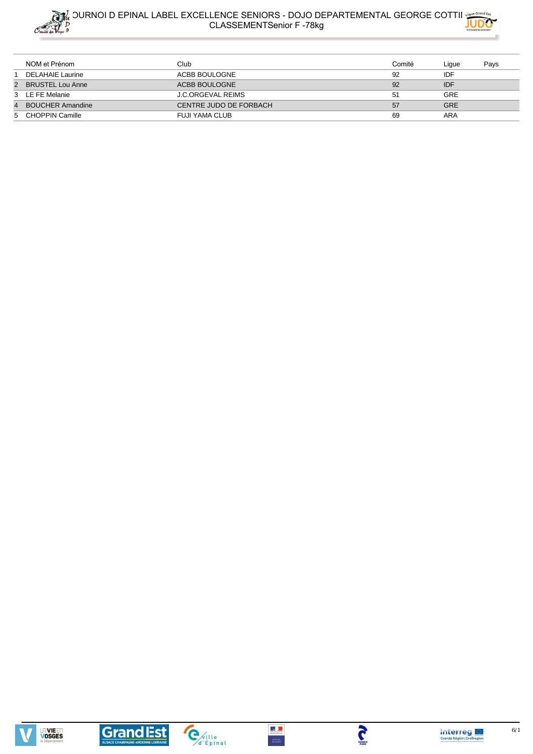# OURNOI D EPINAL LABEL EXCELLENCE SENIORS - DOJO DEPARTEMENTAL GEORGE COTTII

## CLASSEMENTSenior F -78kg

| | NOM et Prénom | Club | Comité | Ligue | Pays |
|---|---|---|---|---|---|
| 1 | DELAHAIE Laurine | ACBB BOULOGNE | 92 | IDF | |
| 2 | BRUSTEL Lou Anne | ACBB BOULOGNE | 92 | IDF | |
| 3 | LE FE Melanie | J.C.ORGEVAL REIMS | 51 | GRE | |
| 4 | BOUCHER Amandine | CENTRE JUDO DE FORBACH | 57 | GRE | |
| 5 | CHOPPIN Camille | FUJI YAMA CLUB | 69 | ARA | |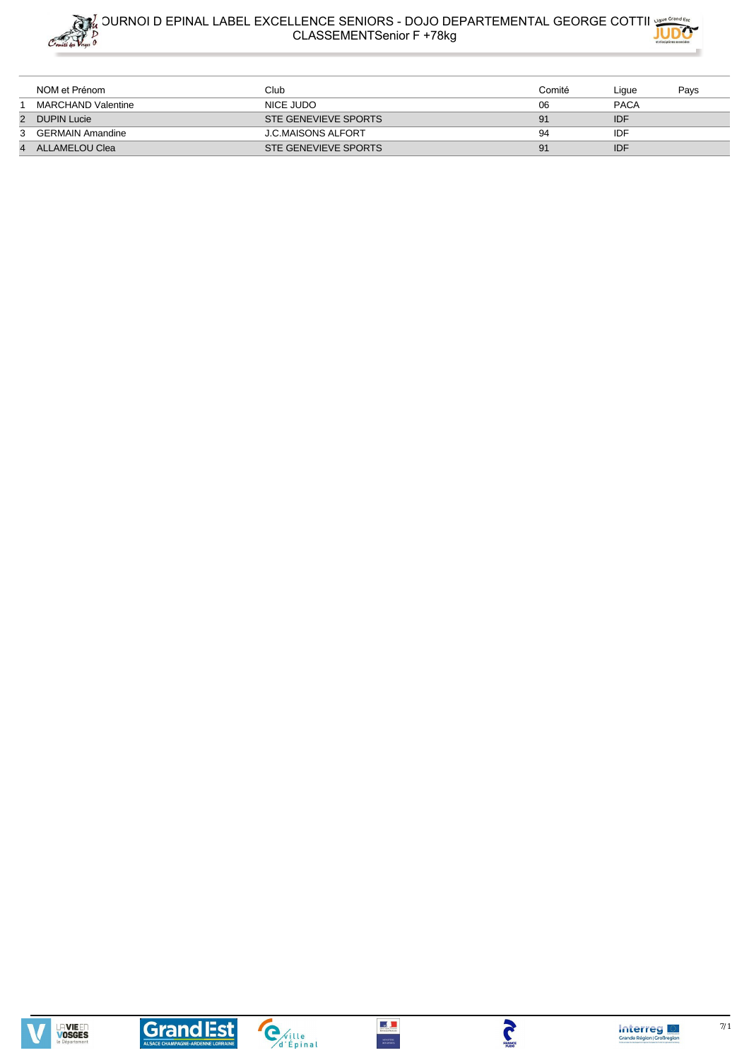# TOURNOI D EPINAL LABEL EXCELLENCE SENIORS - DOJO DEPARTEMENTAL GEORGE COTTI

## CLASSEMENTSenior F +78kg

| | NOM et Prénom | Club | Comité | Ligue | Pays |
|---|---|---|---|---|---|
| 1 | MARCHAND Valentine | NICE JUDO | 06 | PACA | |
| 2 | DUPIN Lucie | STE GENEVIEVE SPORTS | 91 | IDF | |
| 3 | GERMAIN Amandine | J.C.MAISONS ALFORT | 94 | IDF | |
| 4 | ALLAMELOU Clea | STE GENEVIEVE SPORTS | 91 | IDF | |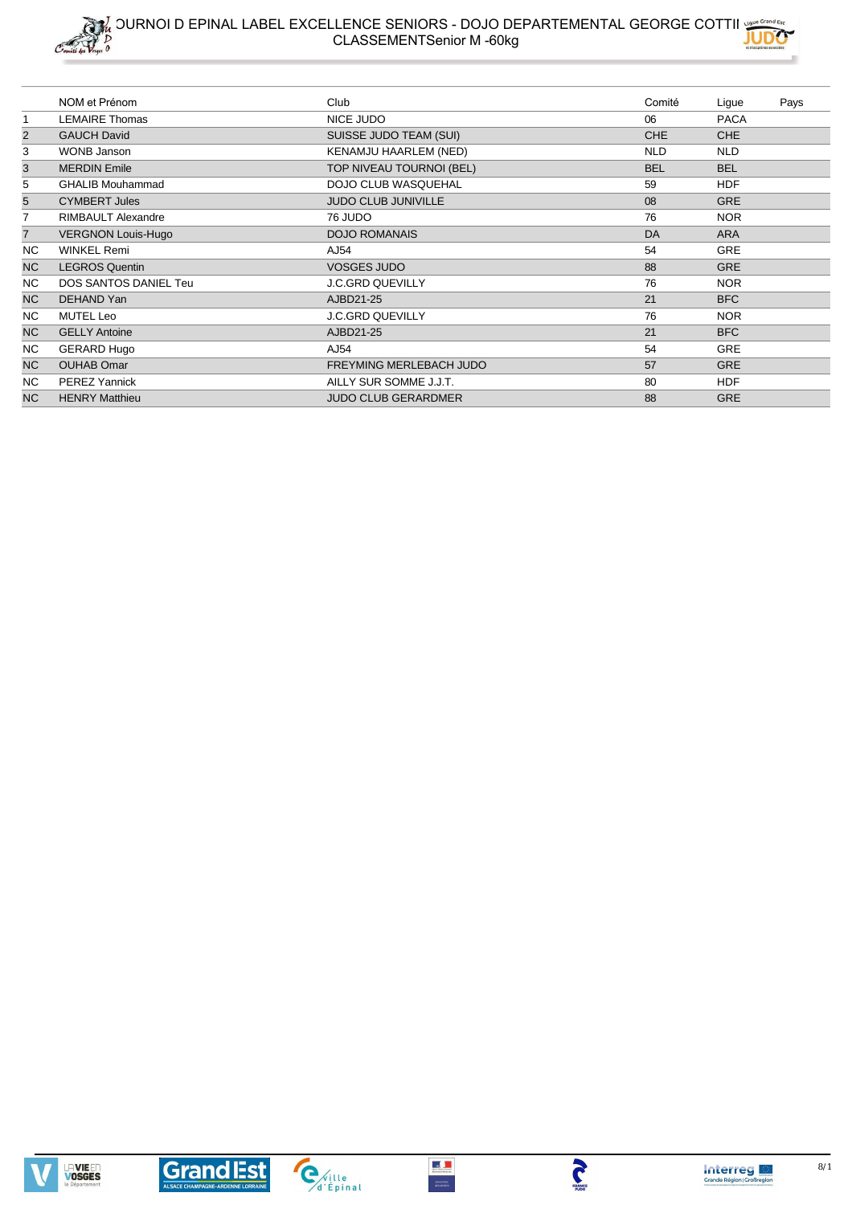# OURNOI D EPINAL LABEL EXCELLENCE SENIORS - DOJO DEPARTEMENTAL GEORGE COTTII

## CLASSEMENTSenior M -60kg

| | NOM et Prénom | Club | Comité | Ligue | Pays |
|---|---|---|---|---|---|
| 1 | LEMAIRE Thomas | NICE JUDO | 06 | PACA | |
| 2 | GAUCH David | SUISSE JUDO TEAM (SUI) | CHE | CHE | |
| 3 | WONB Janson | KENAMJU HAARLEM (NED) | NLD | NLD | |
| 3 | MERDIN Emile | TOP NIVEAU TOURNOI (BEL) | BEL | BEL | |
| 5 | GHALIB Mouhammad | DOJO CLUB WASQUEHAL | 59 | HDF | |
| 5 | CYMBERT Jules | JUDO CLUB JUNIVILLE | 08 | GRE | |
| 7 | RIMBAULT Alexandre | 76 JUDO | 76 | NOR | |
| 7 | VERGNON Louis-Hugo | DOJO ROMANAIS | DA | ARA | |
| NC | WINKEL Remi | AJ54 | 54 | GRE | |
| NC | LEGROS Quentin | VOSGES JUDO | 88 | GRE | |
| NC | DOS SANTOS DANIEL Teu | J.C.GRD QUEVILLY | 76 | NOR | |
| NC | DEHAND Yan | AJBD21-25 | 21 | BFC | |
| NC | MUTEL Leo | J.C.GRD QUEVILLY | 76 | NOR | |
| NC | GELLY Antoine | AJBD21-25 | 21 | BFC | |
| NC | GERARD Hugo | AJ54 | 54 | GRE | |
| NC | OUHAB Omar | FREYMING MERLEBACH JUDO | 57 | GRE | |
| NC | PEREZ Yannick | AILLY SUR SOMME J.J.T. | 80 | HDF | |
| NC | HENRY Matthieu | JUDO CLUB GERARDMER | 88 | GRE | |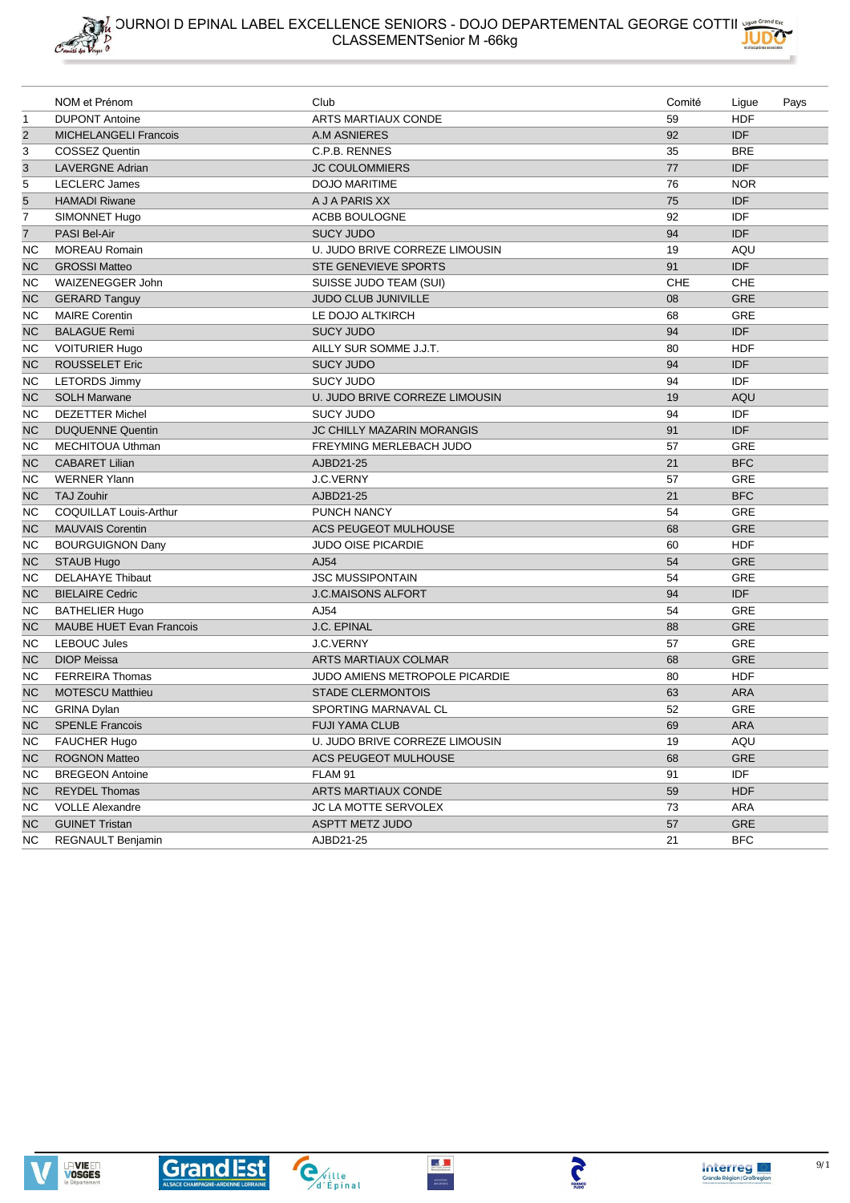# OURNOI D EPINAL LABEL EXCELLENCE SENIORS - DOJO DEPARTEMENTAL GEORGE COTTI
## CLASSEMENTSenior M -66kg

| | NOM et Prénom | Club | Comité | Ligue | Pays |
|---|---|---|---|---|---|
| 1 | DUPONT Antoine | ARTS MARTIAUX CONDE | 59 | HDF | |
| 2 | MICHELANGELI Francois | A.M ASNIERES | 92 | IDF | |
| 3 | COSSEZ Quentin | C.P.B. RENNES | 35 | BRE | |
| 3 | LAVERGNE Adrian | JC COULOMMIERS | 77 | IDF | |
| 5 | LECLERC James | DOJO MARITIME | 76 | NOR | |
| 5 | HAMADI Riwane | A J A PARIS XX | 75 | IDF | |
| 7 | SIMONNET Hugo | ACBB BOULOGNE | 92 | IDF | |
| 7 | PASI Bel-Air | SUCY JUDO | 94 | IDF | |
| NC | MOREAU Romain | U. JUDO BRIVE CORREZE LIMOUSIN | 19 | AQU | |
| NC | GROSSI Matteo | STE GENEVIEVE SPORTS | 91 | IDF | |
| NC | WAIZENEGGER John | SUISSE JUDO TEAM (SUI) | CHE | CHE | |
| NC | GERARD Tanguy | JUDO CLUB JUNIVILLE | 08 | GRE | |
| NC | MAIRE Corentin | LE DOJO ALTKIRCH | 68 | GRE | |
| NC | BALAGUE Remi | SUCY JUDO | 94 | IDF | |
| NC | VOITURIER Hugo | AILLY SUR SOMME J.J.T. | 80 | HDF | |
| NC | ROUSSELET Eric | SUCY JUDO | 94 | IDF | |
| NC | LETORDS Jimmy | SUCY JUDO | 94 | IDF | |
| NC | SOLH Marwane | U. JUDO BRIVE CORREZE LIMOUSIN | 19 | AQU | |
| NC | DEZETTER Michel | SUCY JUDO | 94 | IDF | |
| NC | DUQUENNE Quentin | JC CHILLY MAZARIN MORANGIS | 91 | IDF | |
| NC | MECHITOUA Uthman | FREYMING MERLEBACH JUDO | 57 | GRE | |
| NC | CABARET Lilian | AJBD21-25 | 21 | BFC | |
| NC | WERNER Ylann | J.C.VERNY | 57 | GRE | |
| NC | TAJ Zouhir | AJBD21-25 | 21 | BFC | |
| NC | COQUILLAT Louis-Arthur | PUNCH NANCY | 54 | GRE | |
| NC | MAUVAIS Corentin | ACS PEUGEOT MULHOUSE | 68 | GRE | |
| NC | BOURGUIGNON Dany | JUDO OISE PICARDIE | 60 | HDF | |
| NC | STAUB Hugo | AJ54 | 54 | GRE | |
| NC | DELAHAYE Thibaut | JSC MUSSIPONTAIN | 54 | GRE | |
| NC | BIELAIRE Cedric | J.C.MAISONS ALFORT | 94 | IDF | |
| NC | BATHELIER Hugo | AJ54 | 54 | GRE | |
| NC | MAUBE HUET Evan Francois | J.C. EPINAL | 88 | GRE | |
| NC | LEBOUC Jules | J.C.VERNY | 57 | GRE | |
| NC | DIOP Meissa | ARTS MARTIAUX COLMAR | 68 | GRE | |
| NC | FERREIRA Thomas | JUDO AMIENS METROPOLE PICARDIE | 80 | HDF | |
| NC | MOTESCU Matthieu | STADE CLERMONTOIS | 63 | ARA | |
| NC | GRINA Dylan | SPORTING MARNAVAL CL | 52 | GRE | |
| NC | SPENLE Francois | FUJI YAMA CLUB | 69 | ARA | |
| NC | FAUCHER Hugo | U. JUDO BRIVE CORREZE LIMOUSIN | 19 | AQU | |
| NC | ROGNON Matteo | ACS PEUGEOT MULHOUSE | 68 | GRE | |
| NC | BREGEON Antoine | FLAM 91 | 91 | IDF | |
| NC | REYDEL Thomas | ARTS MARTIAUX CONDE | 59 | HDF | |
| NC | VOLLE Alexandre | JC LA MOTTE SERVOLEX | 73 | ARA | |
| NC | GUINET Tristan | ASPTT METZ JUDO | 57 | GRE | |
| NC | REGNAULT Benjamin | AJBD21-25 | 21 | BFC | |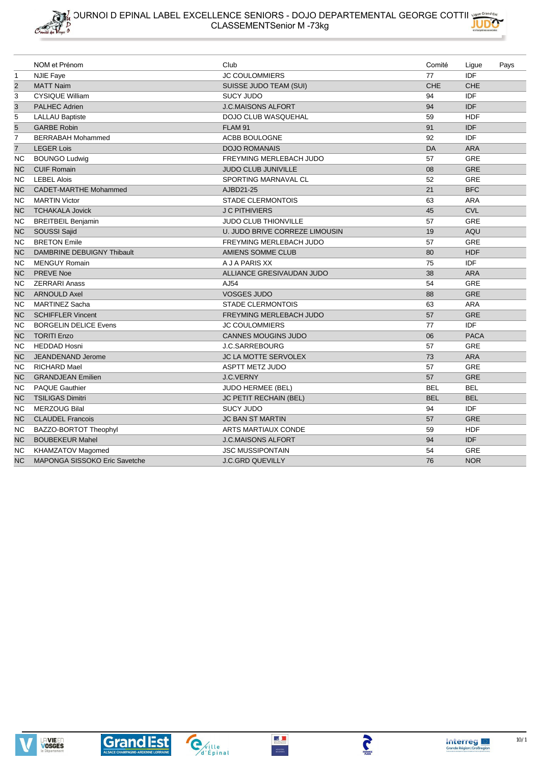# OURNOI D EPINAL LABEL EXCELLENCE SENIORS - DOJO DEPARTEMENTAL GEORGE COTTI

## CLASSEMENTSenior M -73kg

| | NOM et Prénom | Club | Comité | Ligue | Pays |
|---|---|---|---|---|---|
| 1 | NJIE Faye | JC COULOMMIERS | 77 | IDF | |
| 2 | MATT Naim | SUISSE JUDO TEAM (SUI) | CHE | CHE | |
| 3 | CYSIQUE William | SUCY JUDO | 94 | IDF | |
| 3 | PALHEC Adrien | J.C.MAISONS ALFORT | 94 | IDF | |
| 5 | LALLAU Baptiste | DOJO CLUB WASQUEHAL | 59 | HDF | |
| 5 | GARBE Robin | FLAM 91 | 91 | IDF | |
| 7 | BERRABAH Mohammed | ACBB BOULOGNE | 92 | IDF | |
| 7 | LEGER Lois | DOJO ROMANAIS | DA | ARA | |
| NC | BOUNGO Ludwig | FREYMING MERLEBACH JUDO | 57 | GRE | |
| NC | CUIF Romain | JUDO CLUB JUNIVILLE | 08 | GRE | |
| NC | LEBEL Alois | SPORTING MARNAVAL CL | 52 | GRE | |
| NC | CADET-MARTHE Mohammed | AJBD21-25 | 21 | BFC | |
| NC | MARTIN Victor | STADE CLERMONTOIS | 63 | ARA | |
| NC | TCHAKALA Jovick | J C PITHIVIERS | 45 | CVL | |
| NC | BREITBEIL Benjamin | JUDO CLUB THIONVILLE | 57 | GRE | |
| NC | SOUSSI Sajid | U. JUDO BRIVE CORREZE LIMOUSIN | 19 | AQU | |
| NC | BRETON Emile | FREYMING MERLEBACH JUDO | 57 | GRE | |
| NC | DAMBRINE DEBUIGNY Thibault | AMIENS SOMME CLUB | 80 | HDF | |
| NC | MENGUY Romain | A J A PARIS XX | 75 | IDF | |
| NC | PREVE Noe | ALLIANCE GRESIVAUDAN JUDO | 38 | ARA | |
| NC | ZERRARI Anass | AJ54 | 54 | GRE | |
| NC | ARNOULD Axel | VOSGES JUDO | 88 | GRE | |
| NC | MARTINEZ Sacha | STADE CLERMONTOIS | 63 | ARA | |
| NC | SCHIFFLER Vincent | FREYMING MERLEBACH JUDO | 57 | GRE | |
| NC | BORGELIN DELICE Evens | JC COULOMMIERS | 77 | IDF | |
| NC | TORITI Enzo | CANNES MOUGINS JUDO | 06 | PACA | |
| NC | HEDDAD Hosni | J.C.SARREBOURG | 57 | GRE | |
| NC | JEANDENAND Jerome | JC LA MOTTE SERVOLEX | 73 | ARA | |
| NC | RICHARD Mael | ASPTT METZ JUDO | 57 | GRE | |
| NC | GRANDJEAN Emilien | J.C.VERNY | 57 | GRE | |
| NC | PAQUE Gauthier | JUDO HERMEE (BEL) | BEL | BEL | |
| NC | TSILIGAS Dimitri | JC PETIT RECHAIN (BEL) | BEL | BEL | |
| NC | MERZOUG Bilal | SUCY JUDO | 94 | IDF | |
| NC | CLAUDEL Francois | JC BAN ST MARTIN | 57 | GRE | |
| NC | BAZZO-BORTOT Theophyl | ARTS MARTIAUX CONDE | 59 | HDF | |
| NC | BOUBEKEUR Mahel | J.C.MAISONS ALFORT | 94 | IDF | |
| NC | KHAMZATOV Magomed | JSC MUSSIPONTAIN | 54 | GRE | |
| NC | MAPONGA SISSOKO Eric Savetche | J.C.GRD QUEVILLY | 76 | NOR | |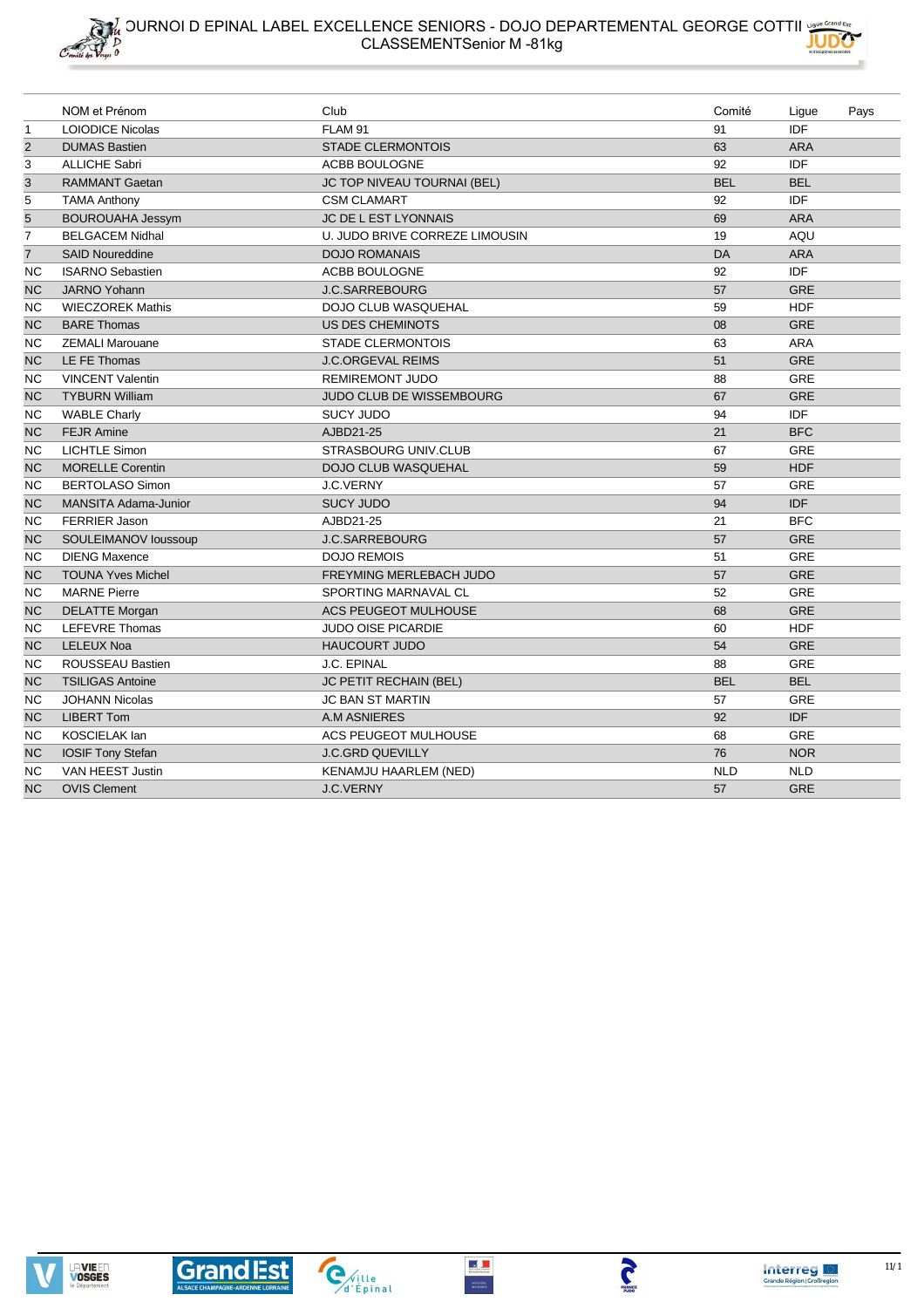# OURNOI D EPINAL LABEL EXCELLENCE SENIORS - DOJO DEPARTEMENTAL GEORGE COTTII

## CLASSEMENTSenior M -81kg

| | NOM et Prénom | Club | Comité | Ligue | Pays |
|---|---|---|---|---|---|
| 1 | LOIODICE Nicolas | FLAM 91 | 91 | IDF | |
| 2 | DUMAS Bastien | STADE CLERMONTOIS | 63 | ARA | |
| 3 | ALLICHE Sabri | ACBB BOULOGNE | 92 | IDF | |
| 3 | RAMMANT Gaetan | JC TOP NIVEAU TOURNAI (BEL) | BEL | BEL | |
| 5 | TAMA Anthony | CSM CLAMART | 92 | IDF | |
| 5 | BOUROUAHA Jessym | JC DE L EST LYONNAIS | 69 | ARA | |
| 7 | BELGACEM Nidhal | U. JUDO BRIVE CORREZE LIMOUSIN | 19 | AQU | |
| 7 | SAID Noureddine | DOJO ROMANAIS | DA | ARA | |
| NC | ISARNO Sebastien | ACBB BOULOGNE | 92 | IDF | |
| NC | JARNO Yohann | J.C.SARREBOURG | 57 | GRE | |
| NC | WIECZOREK Mathis | DOJO CLUB WASQUEHAL | 59 | HDF | |
| NC | BARE Thomas | US DES CHEMINOTS | 08 | GRE | |
| NC | ZEMALI Marouane | STADE CLERMONTOIS | 63 | ARA | |
| NC | LE FE Thomas | J.C.ORGEVAL REIMS | 51 | GRE | |
| NC | VINCENT Valentin | REMIREMONT JUDO | 88 | GRE | |
| NC | TYBURN William | JUDO CLUB DE WISSEMBOURG | 67 | GRE | |
| NC | WABLE Charly | SUCY JUDO | 94 | IDF | |
| NC | FEJR Amine | AJBD21-25 | 21 | BFC | |
| NC | LICHTLE Simon | STRASBOURG UNIV.CLUB | 67 | GRE | |
| NC | MORELLE Corentin | DOJO CLUB WASQUEHAL | 59 | HDF | |
| NC | BERTOLASO Simon | J.C.VERNY | 57 | GRE | |
| NC | MANSITA Adama-Junior | SUCY JUDO | 94 | IDF | |
| NC | FERRIER Jason | AJBD21-25 | 21 | BFC | |
| NC | SOULEIMANOV Ioussoup | J.C.SARREBOURG | 57 | GRE | |
| NC | DIENG Maxence | DOJO REMOIS | 51 | GRE | |
| NC | TOUNA Yves Michel | FREYMING MERLEBACH JUDO | 57 | GRE | |
| NC | MARNE Pierre | SPORTING MARNAVAL CL | 52 | GRE | |
| NC | DELATTE Morgan | ACS PEUGEOT MULHOUSE | 68 | GRE | |
| NC | LEFEVRE Thomas | JUDO OISE PICARDIE | 60 | HDF | |
| NC | LELEUX Noa | HAUCOURT JUDO | 54 | GRE | |
| NC | ROUSSEAU Bastien | J.C. EPINAL | 88 | GRE | |
| NC | TSILIGAS Antoine | JC PETIT RECHAIN (BEL) | BEL | BEL | |
| NC | JOHANN Nicolas | JC BAN ST MARTIN | 57 | GRE | |
| NC | LIBERT Tom | A.M ASNIERES | 92 | IDF | |
| NC | KOSCIELAK Ian | ACS PEUGEOT MULHOUSE | 68 | GRE | |
| NC | IOSIF Tony Stefan | J.C.GRD QUEVILLY | 76 | NOR | |
| NC | VAN HEEST Justin | KENAMJU HAARLEM (NED) | NLD | NLD | |
| NC | OVIS Clement | J.C.VERNY | 57 | GRE | |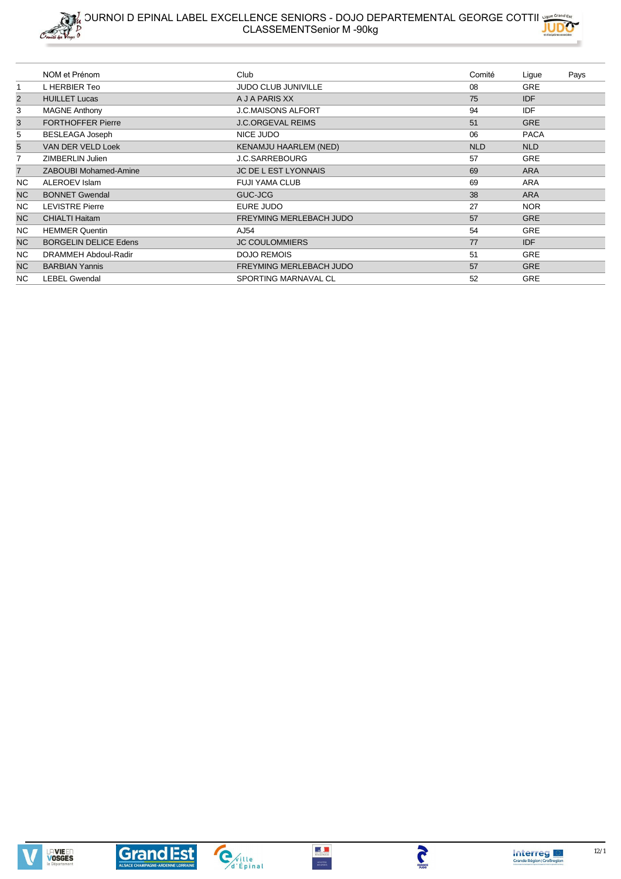# OURNOI D EPINAL LABEL EXCELLENCE SENIORS - DOJO DEPARTEMENTAL GEORGE COTTII

## CLASSEMENTSenior M -90kg

| | NOM et Prénom | Club | Comité | Ligue | Pays |
|---|---|---|---|---|---|
| 1 | L HERBIER Teo | JUDO CLUB JUNIVILLE | 08 | GRE | |
| 2 | HUILLET Lucas | A J A PARIS XX | 75 | IDF | |
| 3 | MAGNE Anthony | J.C.MAISONS ALFORT | 94 | IDF | |
| 3 | FORTHOFFER Pierre | J.C.ORGEVAL REIMS | 51 | GRE | |
| 5 | BESLEAGA Joseph | NICE JUDO | 06 | PACA | |
| 5 | VAN DER VELD Loek | KENAMJU HAARLEM (NED) | NLD | NLD | |
| 7 | ZIMBERLIN Julien | J.C.SARREBOURG | 57 | GRE | |
| 7 | ZABOUBI Mohamed-Amine | JC DE L EST LYONNAIS | 69 | ARA | |
| NC | ALEROEV Islam | FUJI YAMA CLUB | 69 | ARA | |
| NC | BONNET Gwendal | GUC-JCG | 38 | ARA | |
| NC | LEVISTRE Pierre | EURE JUDO | 27 | NOR | |
| NC | CHIALTI Haitam | FREYMING MERLEBACH JUDO | 57 | GRE | |
| NC | HEMMER Quentin | AJ54 | 54 | GRE | |
| NC | BORGELIN DELICE Edens | JC COULOMMIERS | 77 | IDF | |
| NC | DRAMMEH Abdoul-Radir | DOJO REMOIS | 51 | GRE | |
| NC | BARBIAN Yannis | FREYMING MERLEBACH JUDO | 57 | GRE | |
| NC | LEBEL Gwendal | SPORTING MARNAVAL CL | 52 | GRE | |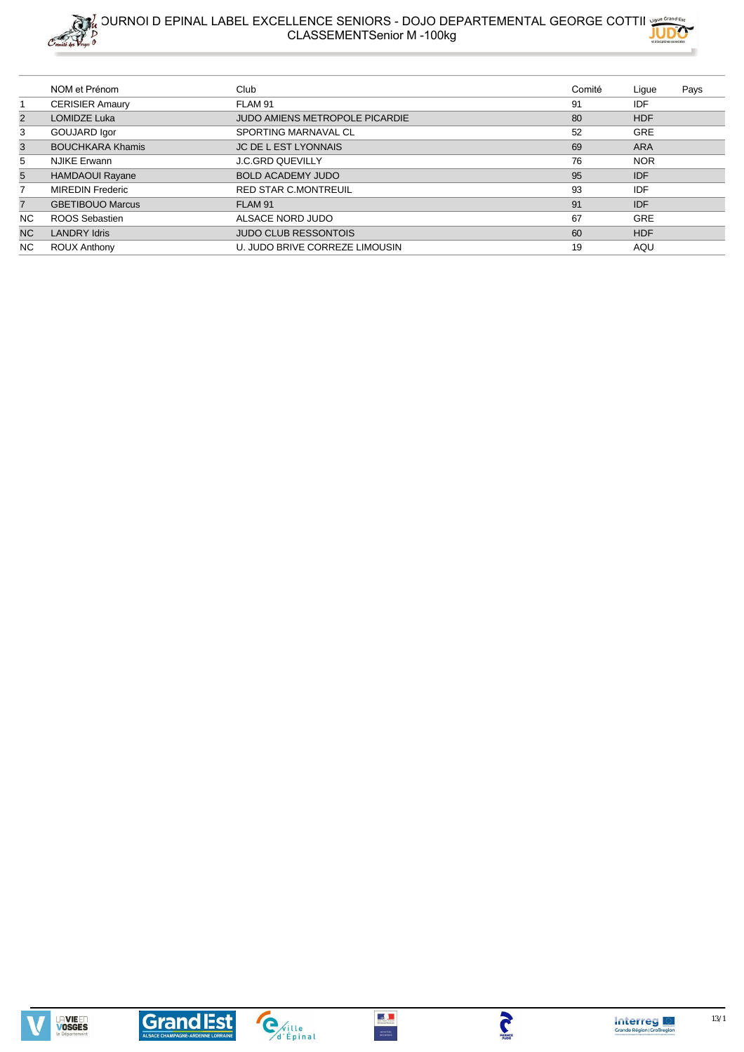# TOURNOI D EPINAL LABEL EXCELLENCE SENIORS - DOJO DEPARTEMENTAL GEORGE COTTI

## CLASSEMENTSenior M -100kg

| | NOM et Prénom | Club | Comité | Ligue | Pays |
|---|---|---|---|---|---|
| 1 | CERISIER Amaury | FLAM 91 | 91 | IDF | |
| 2 | LOMIDZE Luka | JUDO AMIENS METROPOLE PICARDIE | 80 | HDF | |
| 3 | GOUJARD Igor | SPORTING MARNAVAL CL | 52 | GRE | |
| 3 | BOUCHKARA Khamis | JC DE L EST LYONNAIS | 69 | ARA | |
| 5 | NJIKE Erwann | J.C.GRD QUEVILLY | 76 | NOR | |
| 5 | HAMDAOUI Rayane | BOLD ACADEMY JUDO | 95 | IDF | |
| 7 | MIREDIN Frederic | RED STAR C.MONTREUIL | 93 | IDF | |
| 7 | GBETIBOUO Marcus | FLAM 91 | 91 | IDF | |
| NC | ROOS Sebastien | ALSACE NORD JUDO | 67 | GRE | |
| NC | LANDRY Idris | JUDO CLUB RESSONTOIS | 60 | HDF | |
| NC | ROUX Anthony | U. JUDO BRIVE CORREZE LIMOUSIN | 19 | AQU | |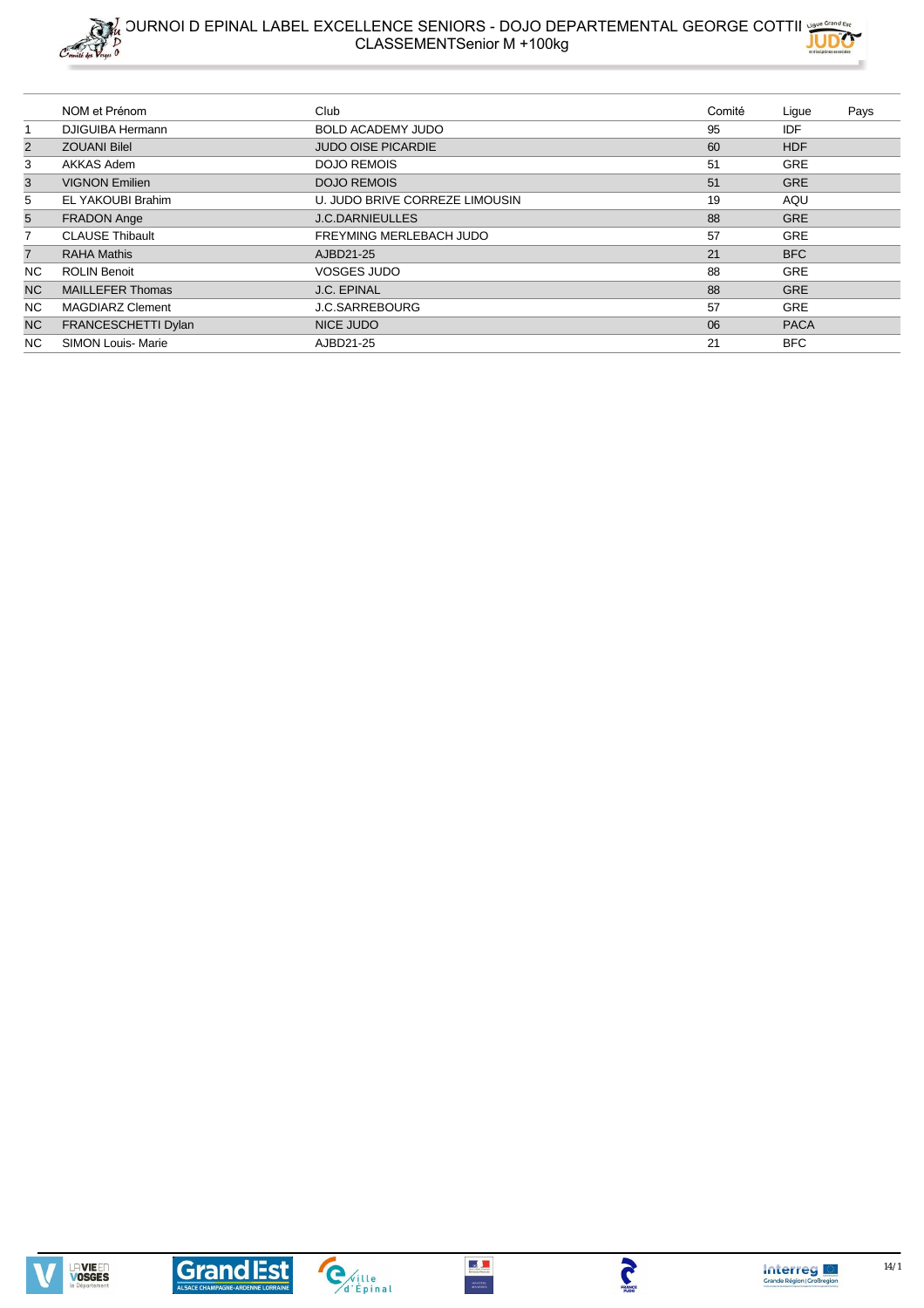# TOURNOI D EPINAL LABEL EXCELLENCE SENIORS - DOJO DEPARTEMENTAL GEORGE COTTI
## CLASSEMENTSenior M +100kg

| | NOM et Prénom | Club | Comité | Ligue | Pays |
|---|---|---|---|---|---|
| 1 | DJIGUIBA Hermann | BOLD ACADEMY JUDO | 95 | IDF | |
| 2 | ZOUANI Bilel | JUDO OISE PICARDIE | 60 | HDF | |
| 3 | AKKAS Adem | DOJO REMOIS | 51 | GRE | |
| 3 | VIGNON Emilien | DOJO REMOIS | 51 | GRE | |
| 5 | EL YAKOUBI Brahim | U. JUDO BRIVE CORREZE LIMOUSIN | 19 | AQU | |
| 5 | FRADON Ange | J.C.DARNIEULLES | 88 | GRE | |
| 7 | CLAUSE Thibault | FREYMING MERLEBACH JUDO | 57 | GRE | |
| 7 | RAHA Mathis | AJBD21-25 | 21 | BFC | |
| NC | ROLIN Benoit | VOSGES JUDO | 88 | GRE | |
| NC | MAILLEFER Thomas | J.C. EPINAL | 88 | GRE | |
| NC | MAGDIARZ Clement | J.C.SARREBOURG | 57 | GRE | |
| NC | FRANCESCHETTI Dylan | NICE JUDO | 06 | PACA | |
| NC | SIMON Louis- Marie | AJBD21-25 | 21 | BFC | |